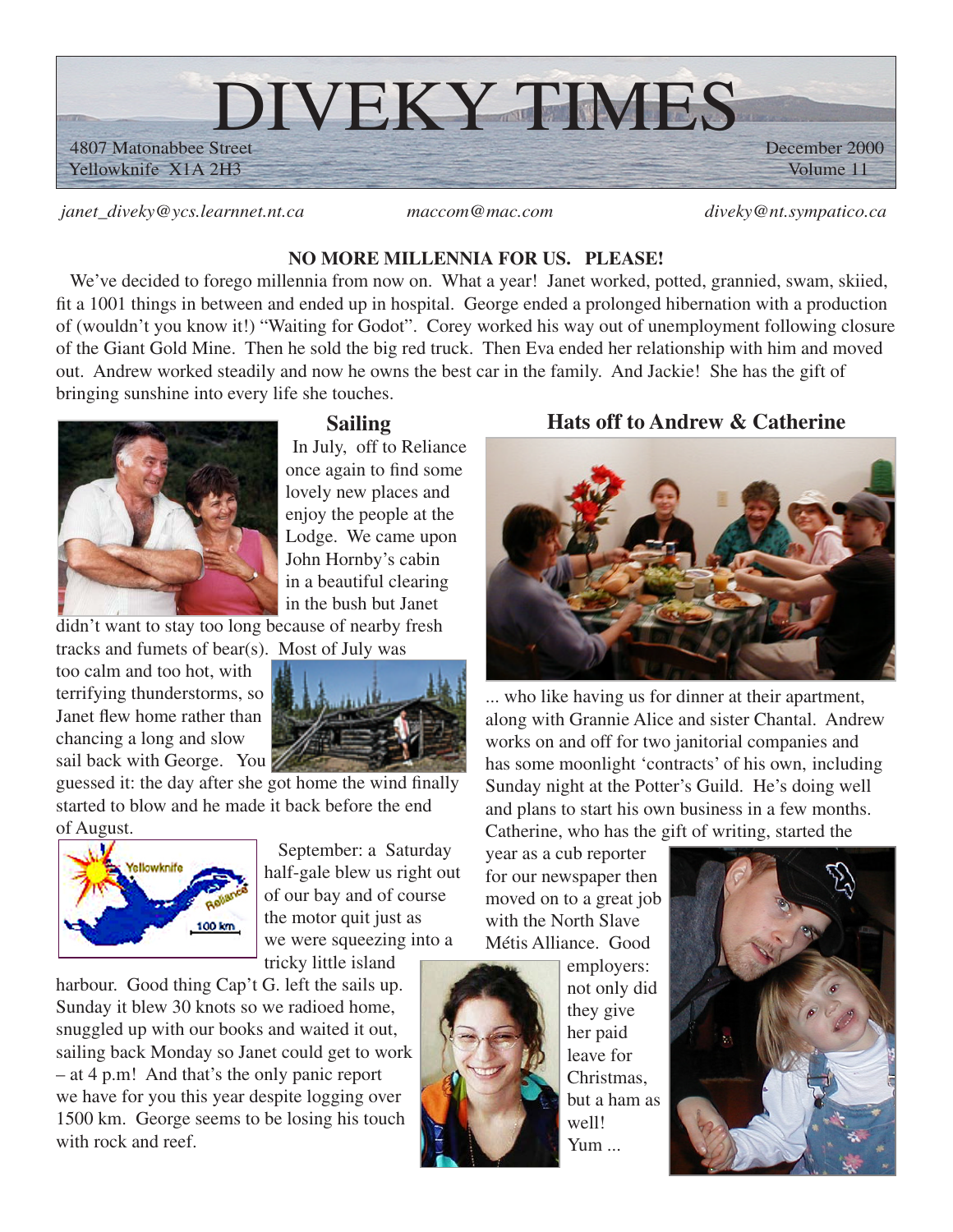# DIVEKY TIMES

4807 Matonabbee Street
Yellowknife X1A 2H3

December 2000
Volume 11

*janet_diveky@ycs.learnnet.nt.ca* *maccom@mac.com* *diveky@nt.sympatico.ca*

**NO MORE MILLENNIA FOR US. PLEASE!**

We've decided to forego millennia from now on. What a year! Janet worked, potted, grannied, swam, skiied, fit a 1001 things in between and ended up in hospital. George ended a prolonged hibernation with a production of (wouldn't you know it!) "Waiting for Godot". Corey worked his way out of unemployment following closure of the Giant Gold Mine. Then he sold the big red truck. Then Eva ended her relationship with him and moved out. Andrew worked steadily and now he owns the best car in the family. And Jackie! She has the gift of bringing sunshine into every life she touches.

## Sailing

In July, off to Reliance once again to find some lovely new places and enjoy the people at the Lodge. We came upon John Hornby's cabin in a beautiful clearing in the bush but Janet didn't want to stay too long because of nearby fresh tracks and fumets of bear(s). Most of July was too calm and too hot, with terrifying thunderstorms, so Janet flew home rather than chancing a long and slow sail back with George. You guessed it: the day after she got home the wind finally started to blow and he made it back before the end of August.

September: a Saturday half-gale blew us right out of our bay and of course the motor quit just as we were squeezing into a tricky little island harbour. Good thing Cap't G. left the sails up. Sunday it blew 30 knots so we radioed home, snuggled up with our books and waited it out, sailing back Monday so Janet could get to work – at 4 p.m! And that's the only panic report we have for you this year despite logging over 1500 km. George seems to be losing his touch with rock and reef.

## Hats off to Andrew & Catherine

... who like having us for dinner at their apartment, along with Grannie Alice and sister Chantal. Andrew works on and off for two janitorial companies and has some moonlight 'contracts' of his own, including Sunday night at the Potter's Guild. He's doing well and plans to start his own business in a few months. Catherine, who has the gift of writing, started the year as a cub reporter for our newspaper then moved on to a great job with the North Slave Métis Alliance. Good employers: not only did they give her paid leave for Christmas, but a ham as well! Yum ...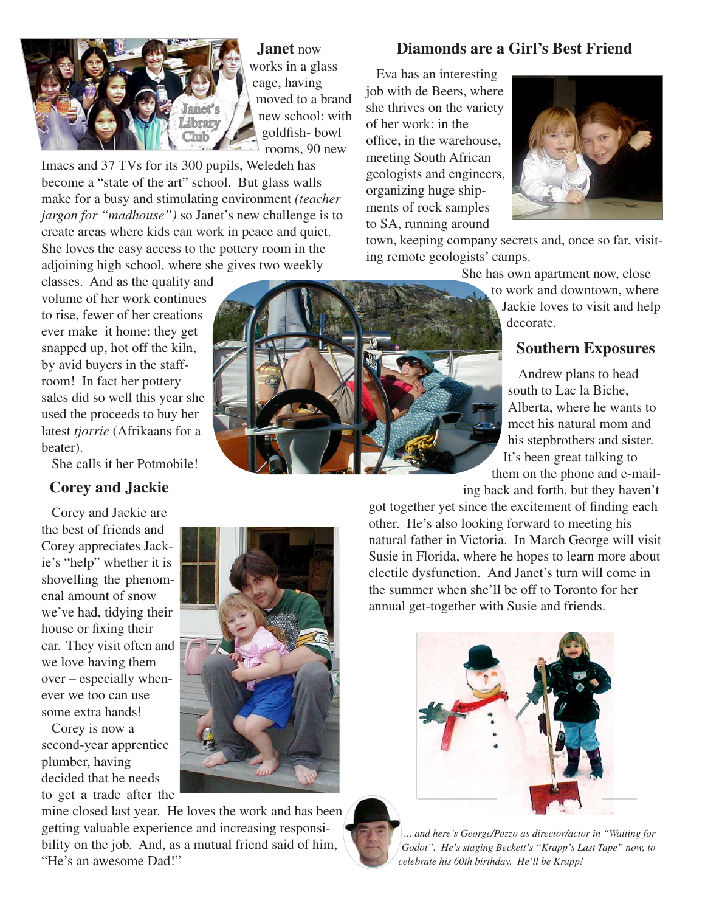**Janet** now works in a glass cage, having moved to a brand new school: with goldfish- bowl rooms, 90 new Imacs and 37 TVs for its 300 pupils, Weledeh has become a "state of the art" school. But glass walls make for a busy and stimulating environment *(teacher jargon for "madhouse")* so Janet's new challenge is to create areas where kids can work in peace and quiet. She loves the easy access to the pottery room in the adjoining high school, where she gives two weekly classes. And as the quality and volume of her work continues to rise, fewer of her creations ever make it home: they get snapped up, hot off the kiln, by avid buyers in the staff-room! In fact her pottery sales did so well this year she used the proceeds to buy her latest *tjorrie* (Afrikaans for a beater).

She calls it her Potmobile!

### Corey and Jackie

Corey and Jackie are the best of friends and Corey appreciates Jackie's "help" whether it is shovelling the phenomenal amount of snow we've had, tidying their house or fixing their car. They visit often and we love having them over – especially whenever we too can use some extra hands!

Corey is now a second-year apprentice plumber, having decided that he needs to get a trade after the mine closed last year. He loves the work and has been getting valuable experience and increasing responsibility on the job. And, as a mutual friend said of him, "He's an awesome Dad!"

### Diamonds are a Girl's Best Friend

Eva has an interesting job with de Beers, where she thrives on the variety of her work: in the office, in the warehouse, meeting South African geologists and engineers, organizing huge shipments of rock samples to SA, running around town, keeping company secrets and, once so far, visiting remote geologists' camps.

She has own apartment now, close to work and downtown, where Jackie loves to visit and help decorate.

### Southern Exposures

Andrew plans to head south to Lac la Biche, Alberta, where he wants to meet his natural mom and his stepbrothers and sister. It's been great talking to them on the phone and e-mailing back and forth, but they haven't got together yet since the excitement of finding each other. He's also looking forward to meeting his natural father in Victoria. In March George will visit Susie in Florida, where he hopes to learn more about electile dysfunction. And Janet's turn will come in the summer when she'll be off to Toronto for her annual get-together with Susie and friends.

*... and here's George/Pozzo as director/actor in "Waiting for Godot". He's staging Beckett's "Krapp's Last Tape" now, to celebrate his 60th birthday. He'll be Krapp!*